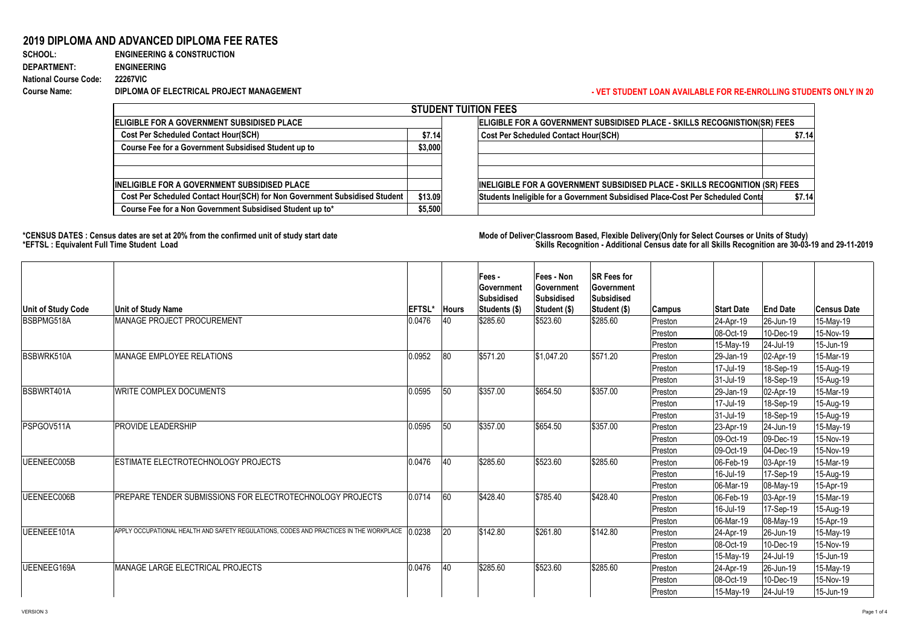# 2019 DIPLOMA AND ADVANCED DIPLOMA FEE RATES

**SCHOOL:** ENGINEERING & CONSTRUCTION
**DEPARTMENT:** ENGINEERING
**National Course Code:** 22267VIC
**Course Name:** DIPLOMA OF ELECTRICAL PROJECT MANAGEMENT

**- VET STUDENT LOAN AVAILABLE FOR RE-ENROLLING STUDENTS ONLY IN 20**

| STUDENT TUITION FEES | | | |
|---|---|---|---|
| **ELIGIBLE FOR A GOVERNMENT SUBSIDISED PLACE** | | **ELIGIBLE FOR A GOVERNMENT SUBSIDISED PLACE - SKILLS RECOGNISTION(SR) FEES** | |
| Cost Per Scheduled Contact Hour(SCH) | $7.14 | Cost Per Scheduled Contact Hour(SCH) | $7.14 |
| Course Fee for a Government Subsidised Student up to | $3,000 | | |
| | | | |
| | | | |
| **INELIGIBLE FOR A GOVERNMENT SUBSIDISED PLACE** | | **INELIGIBLE FOR A GOVERNMENT SUBSIDISED PLACE - SKILLS RECOGNITION (SR) FEES** | |
| Cost Per Scheduled Contact Hour(SCH) for Non Government Subsidised Student | $13.09 | Students Ineligible for a Government Subsidised Place-Cost Per Scheduled Conta | $7.14 |
| Course Fee for a Non Government Subsidised Student up to* | $5,500 | | |

**\*CENSUS DATES : Census dates are set at 20% from the confirmed unit of study start date**
**\*EFTSL : Equivalent Full Time Student Load**

**Mode of Deliver Classroom Based, Flexible Delivery(Only for Select Courses or Units of Study)**
**Skills Recognition - Additional Census date for all Skills Recognition are 30-03-19 and 29-11-2019**

| Unit of Study Code | Unit of Study Name | EFTSL* | Hours | Fees - Government Subsidised Students ($) | Fees - Non Government Subsidised Student ($) | SR Fees for Government Subsidised Student ($) | Campus | Start Date | End Date | Census Date |
|---|---|---|---|---|---|---|---|---|---|---|
| BSBPMG518A | MANAGE PROJECT PROCUREMENT | 0.0476 | 40 | $285.60 | $523.60 | $285.60 | Preston | 24-Apr-19 | 26-Jun-19 | 15-May-19 |
| | | | | | | | Preston | 08-Oct-19 | 10-Dec-19 | 15-Nov-19 |
| | | | | | | | Preston | 15-May-19 | 24-Jul-19 | 15-Jun-19 |
| BSBWRK510A | MANAGE EMPLOYEE RELATIONS | 0.0952 | 80 | $571.20 | $1,047.20 | $571.20 | Preston | 29-Jan-19 | 02-Apr-19 | 15-Mar-19 |
| | | | | | | | Preston | 17-Jul-19 | 18-Sep-19 | 15-Aug-19 |
| | | | | | | | Preston | 31-Jul-19 | 18-Sep-19 | 15-Aug-19 |
| BSBWRT401A | WRITE COMPLEX DOCUMENTS | 0.0595 | 50 | $357.00 | $654.50 | $357.00 | Preston | 29-Jan-19 | 02-Apr-19 | 15-Mar-19 |
| | | | | | | | Preston | 17-Jul-19 | 18-Sep-19 | 15-Aug-19 |
| | | | | | | | Preston | 31-Jul-19 | 18-Sep-19 | 15-Aug-19 |
| PSPGOV511A | PROVIDE LEADERSHIP | 0.0595 | 50 | $357.00 | $654.50 | $357.00 | Preston | 23-Apr-19 | 24-Jun-19 | 15-May-19 |
| | | | | | | | Preston | 09-Oct-19 | 09-Dec-19 | 15-Nov-19 |
| | | | | | | | Preston | 09-Oct-19 | 04-Dec-19 | 15-Nov-19 |
| UEENEEC005B | ESTIMATE ELECTROTECHNOLOGY PROJECTS | 0.0476 | 40 | $285.60 | $523.60 | $285.60 | Preston | 06-Feb-19 | 03-Apr-19 | 15-Mar-19 |
| | | | | | | | Preston | 16-Jul-19 | 17-Sep-19 | 15-Aug-19 |
| | | | | | | | Preston | 06-Mar-19 | 08-May-19 | 15-Apr-19 |
| UEENEEC006B | PREPARE TENDER SUBMISSIONS FOR ELECTROTECHNOLOGY PROJECTS | 0.0714 | 60 | $428.40 | $785.40 | $428.40 | Preston | 06-Feb-19 | 03-Apr-19 | 15-Mar-19 |
| | | | | | | | Preston | 16-Jul-19 | 17-Sep-19 | 15-Aug-19 |
| | | | | | | | Preston | 06-Mar-19 | 08-May-19 | 15-Apr-19 |
| UEENEEE101A | APPLY OCCUPATIONAL HEALTH AND SAFETY REGULATIONS, CODES AND PRACTICES IN THE WORKPLACE | 0.0238 | 20 | $142.80 | $261.80 | $142.80 | Preston | 24-Apr-19 | 26-Jun-19 | 15-May-19 |
| | | | | | | | Preston | 08-Oct-19 | 10-Dec-19 | 15-Nov-19 |
| | | | | | | | Preston | 15-May-19 | 24-Jul-19 | 15-Jun-19 |
| UEENEEG169A | MANAGE LARGE ELECTRICAL PROJECTS | 0.0476 | 40 | $285.60 | $523.60 | $285.60 | Preston | 24-Apr-19 | 26-Jun-19 | 15-May-19 |
| | | | | | | | Preston | 08-Oct-19 | 10-Dec-19 | 15-Nov-19 |
| | | | | | | | Preston | 15-May-19 | 24-Jul-19 | 15-Jun-19 |

VERSION 3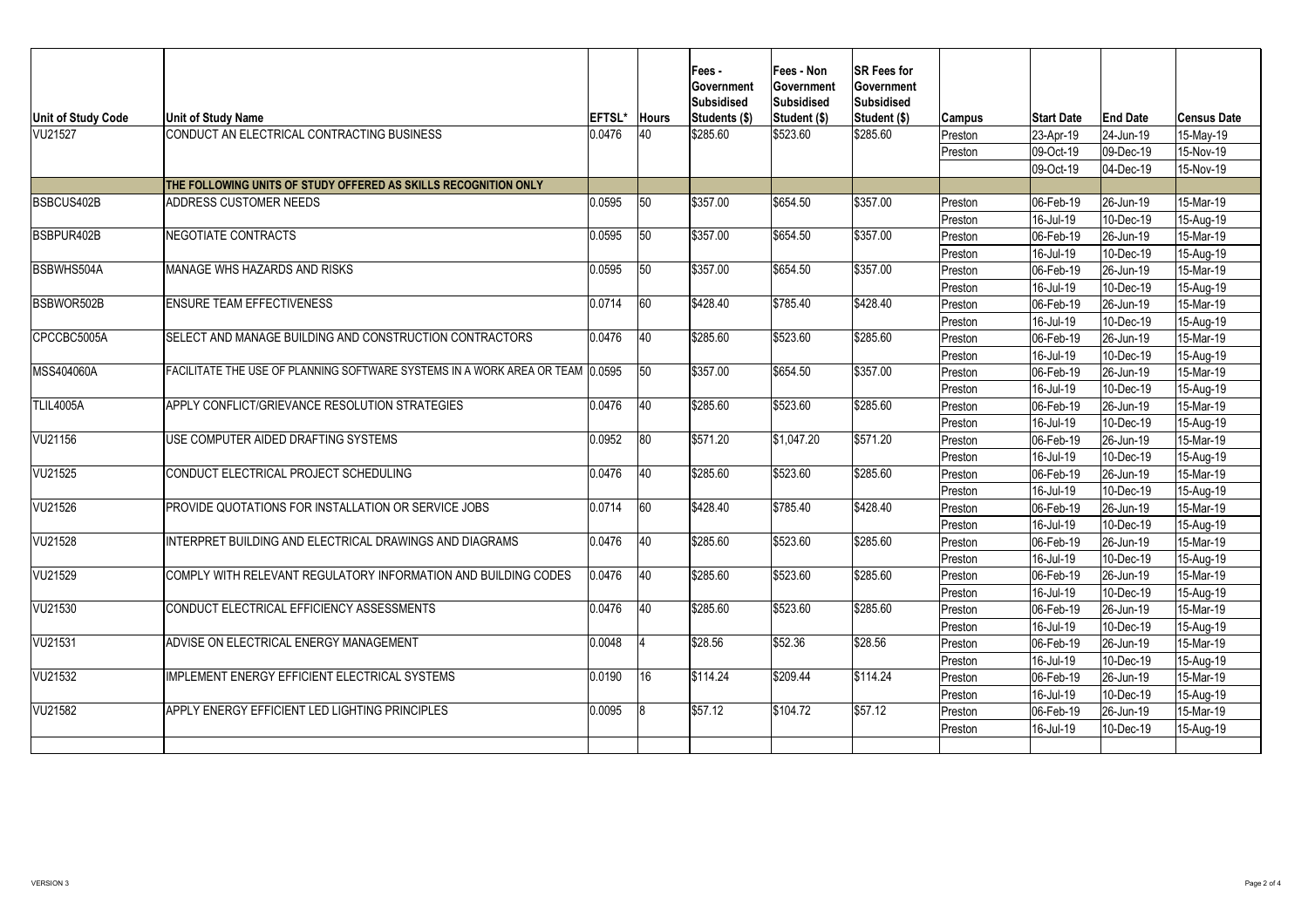| Unit of Study Code | Unit of Study Name | EFTSL* | Hours | Fees - Government Subsidised Students ($) | Fees - Non Government Subsidised Student ($) | SR Fees for Government Subsidised Student ($) | Campus | Start Date | End Date | Census Date |
|---|---|---|---|---|---|---|---|---|---|---|
| VU21527 | CONDUCT AN ELECTRICAL CONTRACTING BUSINESS | 0.0476 | 40 | $285.60 | $523.60 | $285.60 | Preston | 23-Apr-19 | 24-Jun-19 | 15-May-19 |
| | | | | | | | Preston | 09-Oct-19 | 09-Dec-19 | 15-Nov-19 |
| | | | | | | | | 09-Oct-19 | 04-Dec-19 | 15-Nov-19 |
| | THE FOLLOWING UNITS OF STUDY OFFERED AS SKILLS RECOGNITION ONLY | | | | | | | | | |
| BSBCUS402B | ADDRESS CUSTOMER NEEDS | 0.0595 | 50 | $357.00 | $654.50 | $357.00 | Preston | 06-Feb-19 | 26-Jun-19 | 15-Mar-19 |
| | | | | | | | Preston | 16-Jul-19 | 10-Dec-19 | 15-Aug-19 |
| BSBPUR402B | NEGOTIATE CONTRACTS | 0.0595 | 50 | $357.00 | $654.50 | $357.00 | Preston | 06-Feb-19 | 26-Jun-19 | 15-Mar-19 |
| | | | | | | | Preston | 16-Jul-19 | 10-Dec-19 | 15-Aug-19 |
| BSBWHS504A | MANAGE WHS HAZARDS AND RISKS | 0.0595 | 50 | $357.00 | $654.50 | $357.00 | Preston | 06-Feb-19 | 26-Jun-19 | 15-Mar-19 |
| | | | | | | | Preston | 16-Jul-19 | 10-Dec-19 | 15-Aug-19 |
| BSBWOR502B | ENSURE TEAM EFFECTIVENESS | 0.0714 | 60 | $428.40 | $785.40 | $428.40 | Preston | 06-Feb-19 | 26-Jun-19 | 15-Mar-19 |
| | | | | | | | Preston | 16-Jul-19 | 10-Dec-19 | 15-Aug-19 |
| CPCCBC5005A | SELECT AND MANAGE BUILDING AND CONSTRUCTION CONTRACTORS | 0.0476 | 40 | $285.60 | $523.60 | $285.60 | Preston | 06-Feb-19 | 26-Jun-19 | 15-Mar-19 |
| | | | | | | | Preston | 16-Jul-19 | 10-Dec-19 | 15-Aug-19 |
| MSS404060A | FACILITATE THE USE OF PLANNING SOFTWARE SYSTEMS IN A WORK AREA OR TEAM | 0.0595 | 50 | $357.00 | $654.50 | $357.00 | Preston | 06-Feb-19 | 26-Jun-19 | 15-Mar-19 |
| | | | | | | | Preston | 16-Jul-19 | 10-Dec-19 | 15-Aug-19 |
| TLIL4005A | APPLY CONFLICT/GRIEVANCE RESOLUTION STRATEGIES | 0.0476 | 40 | $285.60 | $523.60 | $285.60 | Preston | 06-Feb-19 | 26-Jun-19 | 15-Mar-19 |
| | | | | | | | Preston | 16-Jul-19 | 10-Dec-19 | 15-Aug-19 |
| VU21156 | USE COMPUTER AIDED DRAFTING SYSTEMS | 0.0952 | 80 | $571.20 | $1,047.20 | $571.20 | Preston | 06-Feb-19 | 26-Jun-19 | 15-Mar-19 |
| | | | | | | | Preston | 16-Jul-19 | 10-Dec-19 | 15-Aug-19 |
| VU21525 | CONDUCT ELECTRICAL PROJECT SCHEDULING | 0.0476 | 40 | $285.60 | $523.60 | $285.60 | Preston | 06-Feb-19 | 26-Jun-19 | 15-Mar-19 |
| | | | | | | | Preston | 16-Jul-19 | 10-Dec-19 | 15-Aug-19 |
| VU21526 | PROVIDE QUOTATIONS FOR INSTALLATION OR SERVICE JOBS | 0.0714 | 60 | $428.40 | $785.40 | $428.40 | Preston | 06-Feb-19 | 26-Jun-19 | 15-Mar-19 |
| | | | | | | | Preston | 16-Jul-19 | 10-Dec-19 | 15-Aug-19 |
| VU21528 | INTERPRET BUILDING AND ELECTRICAL DRAWINGS AND DIAGRAMS | 0.0476 | 40 | $285.60 | $523.60 | $285.60 | Preston | 06-Feb-19 | 26-Jun-19 | 15-Mar-19 |
| | | | | | | | Preston | 16-Jul-19 | 10-Dec-19 | 15-Aug-19 |
| VU21529 | COMPLY WITH RELEVANT REGULATORY INFORMATION AND BUILDING CODES | 0.0476 | 40 | $285.60 | $523.60 | $285.60 | Preston | 06-Feb-19 | 26-Jun-19 | 15-Mar-19 |
| | | | | | | | Preston | 16-Jul-19 | 10-Dec-19 | 15-Aug-19 |
| VU21530 | CONDUCT ELECTRICAL EFFICIENCY ASSESSMENTS | 0.0476 | 40 | $285.60 | $523.60 | $285.60 | Preston | 06-Feb-19 | 26-Jun-19 | 15-Mar-19 |
| | | | | | | | Preston | 16-Jul-19 | 10-Dec-19 | 15-Aug-19 |
| VU21531 | ADVISE ON ELECTRICAL ENERGY MANAGEMENT | 0.0048 | 4 | $28.56 | $52.36 | $28.56 | Preston | 06-Feb-19 | 26-Jun-19 | 15-Mar-19 |
| | | | | | | | Preston | 16-Jul-19 | 10-Dec-19 | 15-Aug-19 |
| VU21532 | IMPLEMENT ENERGY EFFICIENT ELECTRICAL SYSTEMS | 0.0190 | 16 | $114.24 | $209.44 | $114.24 | Preston | 06-Feb-19 | 26-Jun-19 | 15-Mar-19 |
| | | | | | | | Preston | 16-Jul-19 | 10-Dec-19 | 15-Aug-19 |
| VU21582 | APPLY ENERGY EFFICIENT LED LIGHTING PRINCIPLES | 0.0095 | 8 | $57.12 | $104.72 | $57.12 | Preston | 06-Feb-19 | 26-Jun-19 | 15-Mar-19 |
| | | | | | | | Preston | 16-Jul-19 | 10-Dec-19 | 15-Aug-19 |

VERSION 3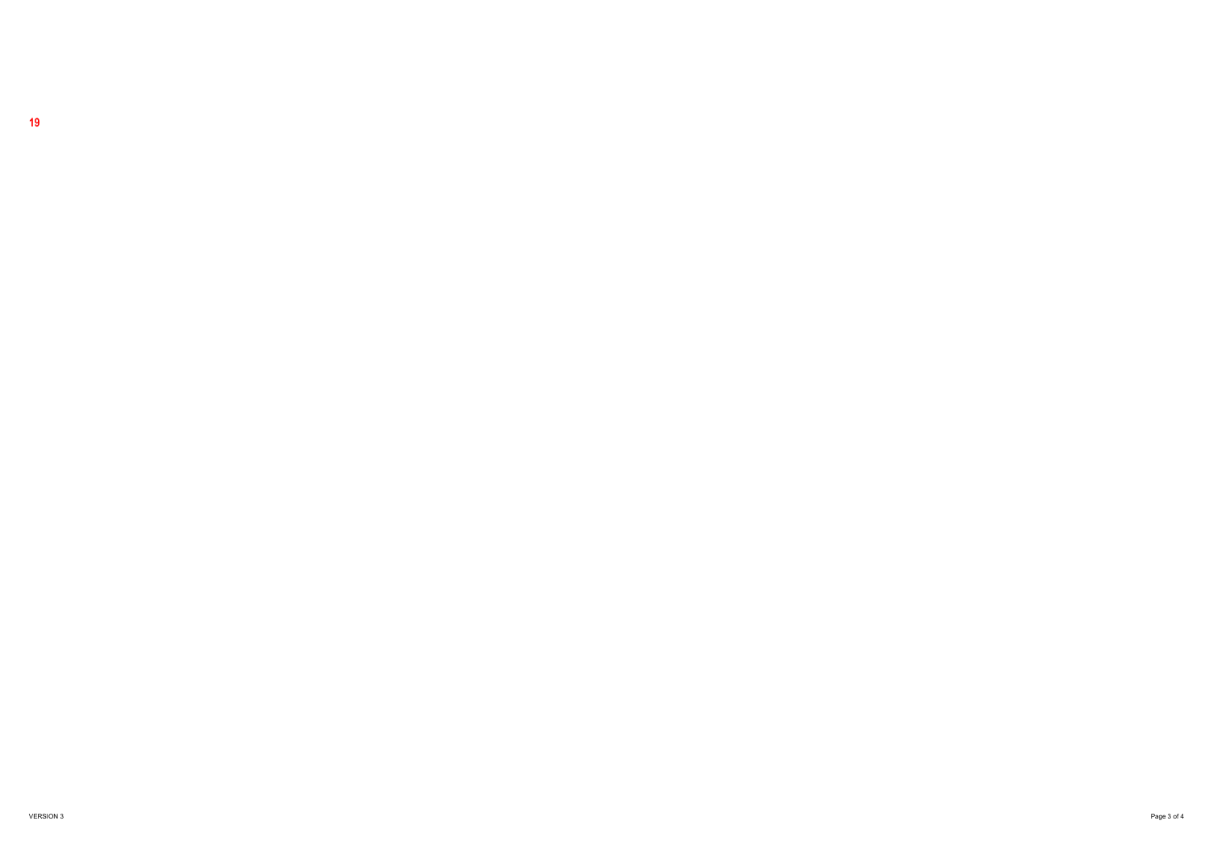**19**